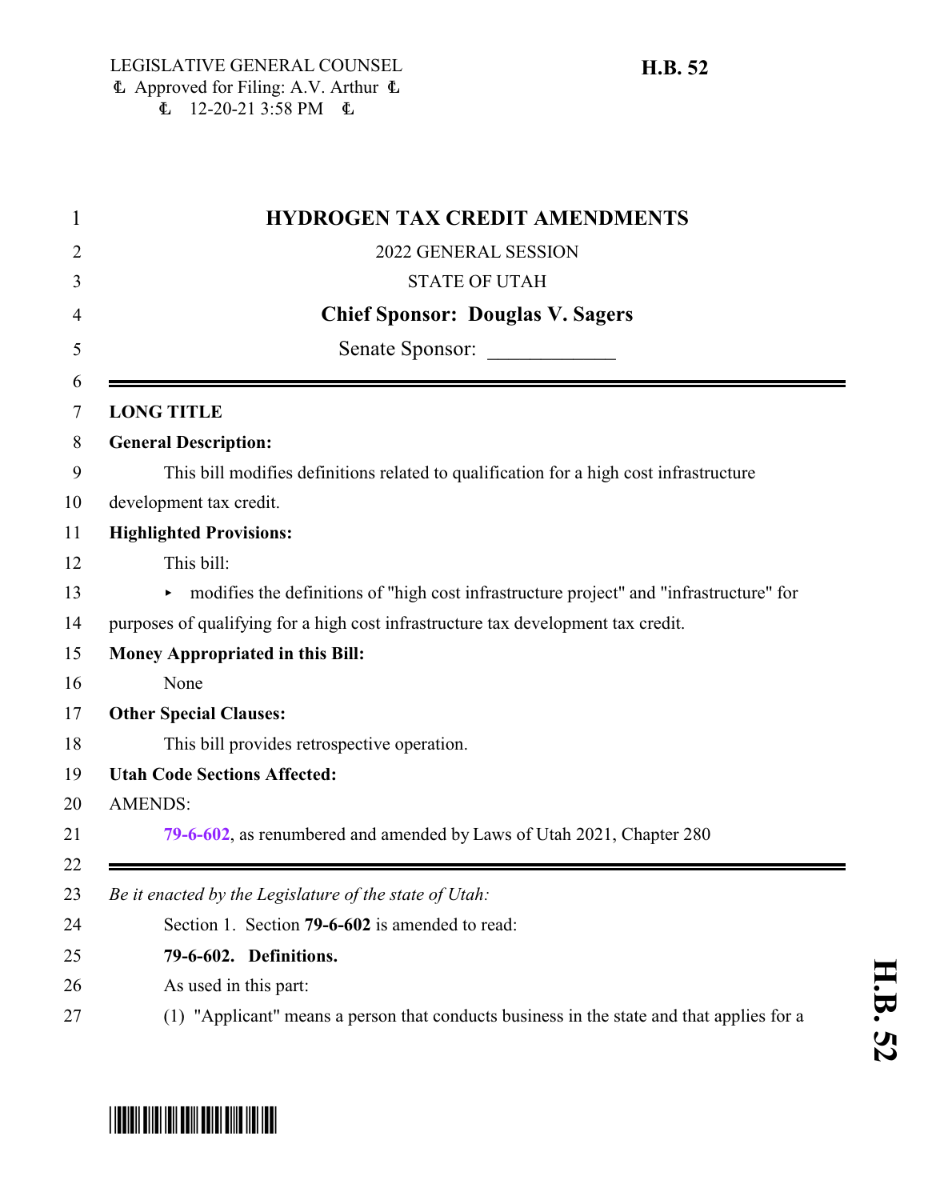LEGISLATIVE GENERAL COUNSEL
Approved for Filing: A.V. Arthur
12-20-21 3:58 PM

**H.B. 52**

# HYDROGEN TAX CREDIT AMENDMENTS

2022 GENERAL SESSION

STATE OF UTAH

**Chief Sponsor: Douglas V. Sagers**

Senate Sponsor: ____________

---

**LONG TITLE**

**General Description:**

This bill modifies definitions related to qualification for a high cost infrastructure development tax credit.

**Highlighted Provisions:**

This bill:

- modifies the definitions of "high cost infrastructure project" and "infrastructure" for purposes of qualifying for a high cost infrastructure tax development tax credit.

**Money Appropriated in this Bill:**

None

**Other Special Clauses:**

This bill provides retrospective operation.

**Utah Code Sections Affected:**

AMENDS:

79-6-602, as renumbered and amended by Laws of Utah 2021, Chapter 280

---

*Be it enacted by the Legislature of the state of Utah:*

Section 1. Section **79-6-602** is amended to read:

**79-6-602. Definitions.**

As used in this part:

(1) "Applicant" means a person that conducts business in the state and that applies for a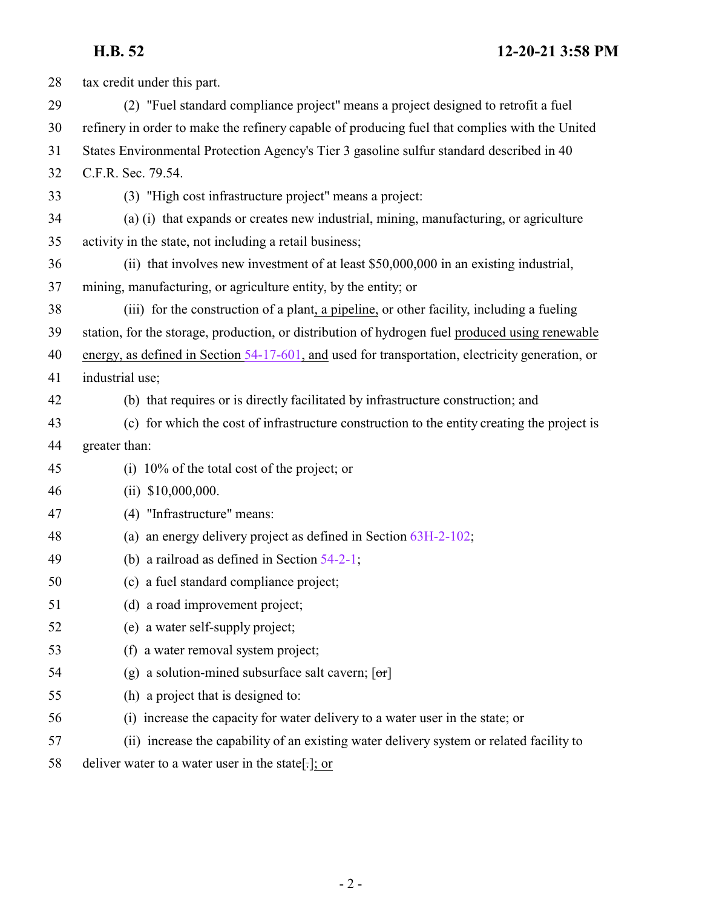tax credit under this part.

(2) "Fuel standard compliance project" means a project designed to retrofit a fuel refinery in order to make the refinery capable of producing fuel that complies with the United States Environmental Protection Agency's Tier 3 gasoline sulfur standard described in 40 C.F.R. Sec. 79.54.

(3) "High cost infrastructure project" means a project:

(a) (i) that expands or creates new industrial, mining, manufacturing, or agriculture activity in the state, not including a retail business;

(ii) that involves new investment of at least $50,000,000 in an existing industrial, mining, manufacturing, or agriculture entity, by the entity; or

(iii) for the construction of a plant, a pipeline, or other facility, including a fueling station, for the storage, production, or distribution of hydrogen fuel produced using renewable energy, as defined in Section 54-17-601, and used for transportation, electricity generation, or industrial use;

(b) that requires or is directly facilitated by infrastructure construction; and

(c) for which the cost of infrastructure construction to the entity creating the project is greater than:

(i) 10% of the total cost of the project; or

(ii) $10,000,000.

(4) "Infrastructure" means:

(a) an energy delivery project as defined in Section 63H-2-102;

(b) a railroad as defined in Section 54-2-1;

(c) a fuel standard compliance project;

(d) a road improvement project;

(e) a water self-supply project;

(f) a water removal system project;

(g) a solution-mined subsurface salt cavern; [~~or~~]

(h) a project that is designed to:

(i) increase the capacity for water delivery to a water user in the state; or

(ii) increase the capability of an existing water delivery system or related facility to deliver water to a water user in the state[~~.~~]; or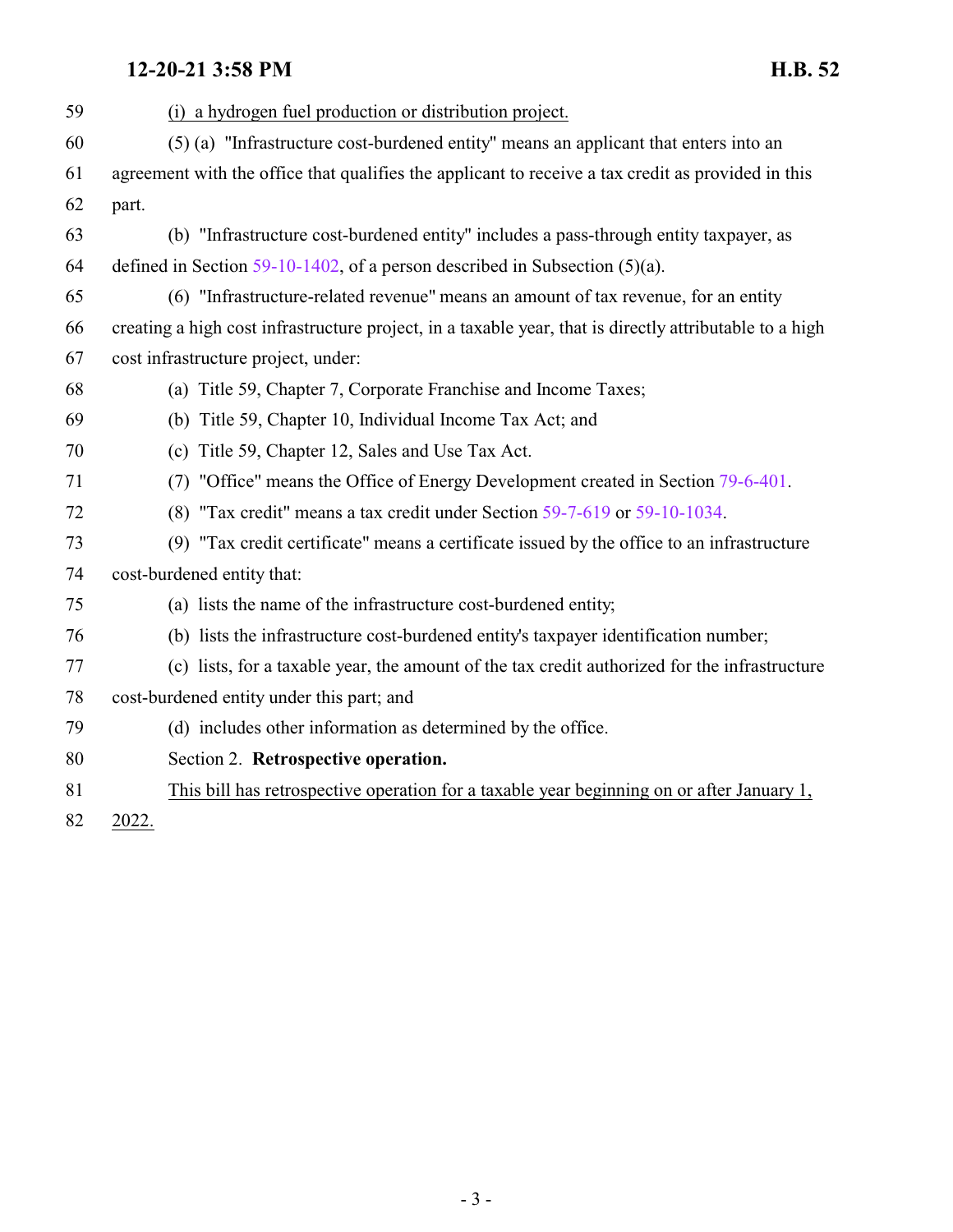(i) a hydrogen fuel production or distribution project.

(5) (a) "Infrastructure cost-burdened entity" means an applicant that enters into an agreement with the office that qualifies the applicant to receive a tax credit as provided in this part.

(b) "Infrastructure cost-burdened entity" includes a pass-through entity taxpayer, as defined in Section 59-10-1402, of a person described in Subsection (5)(a).

(6) "Infrastructure-related revenue" means an amount of tax revenue, for an entity creating a high cost infrastructure project, in a taxable year, that is directly attributable to a high cost infrastructure project, under:

(a) Title 59, Chapter 7, Corporate Franchise and Income Taxes;

(b) Title 59, Chapter 10, Individual Income Tax Act; and

(c) Title 59, Chapter 12, Sales and Use Tax Act.

(7) "Office" means the Office of Energy Development created in Section 79-6-401.

(8) "Tax credit" means a tax credit under Section 59-7-619 or 59-10-1034.

(9) "Tax credit certificate" means a certificate issued by the office to an infrastructure cost-burdened entity that:

(a) lists the name of the infrastructure cost-burdened entity;

(b) lists the infrastructure cost-burdened entity's taxpayer identification number;

(c) lists, for a taxable year, the amount of the tax credit authorized for the infrastructure cost-burdened entity under this part; and

(d) includes other information as determined by the office.

Section 2. **Retrospective operation.**

This bill has retrospective operation for a taxable year beginning on or after January 1, 2022.